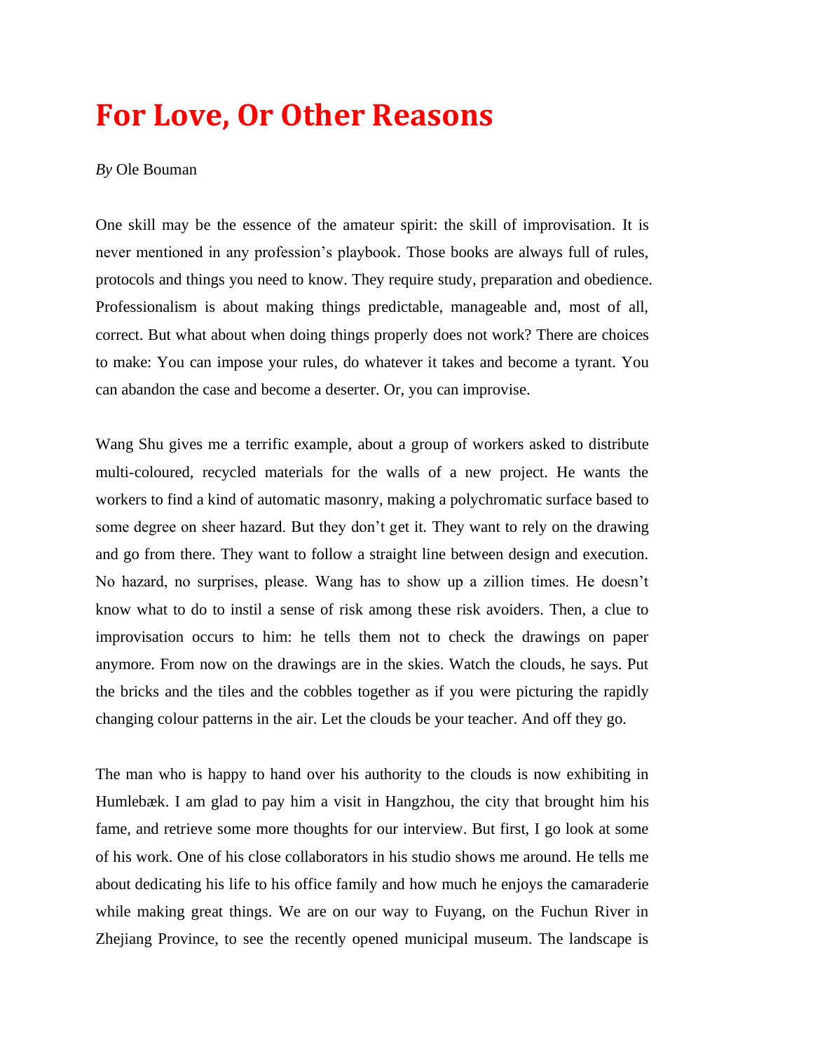# For Love, Or Other Reasons

*By* Ole Bouman

One skill may be the essence of the amateur spirit: the skill of improvisation. It is never mentioned in any profession's playbook. Those books are always full of rules, protocols and things you need to know. They require study, preparation and obedience. Professionalism is about making things predictable, manageable and, most of all, correct. But what about when doing things properly does not work? There are choices to make: You can impose your rules, do whatever it takes and become a tyrant. You can abandon the case and become a deserter. Or, you can improvise.

Wang Shu gives me a terrific example, about a group of workers asked to distribute multi-coloured, recycled materials for the walls of a new project. He wants the workers to find a kind of automatic masonry, making a polychromatic surface based to some degree on sheer hazard. But they don't get it. They want to rely on the drawing and go from there. They want to follow a straight line between design and execution. No hazard, no surprises, please. Wang has to show up a zillion times. He doesn't know what to do to instil a sense of risk among these risk avoiders. Then, a clue to improvisation occurs to him: he tells them not to check the drawings on paper anymore. From now on the drawings are in the skies. Watch the clouds, he says. Put the bricks and the tiles and the cobbles together as if you were picturing the rapidly changing colour patterns in the air. Let the clouds be your teacher. And off they go.

The man who is happy to hand over his authority to the clouds is now exhibiting in Humlebæk. I am glad to pay him a visit in Hangzhou, the city that brought him his fame, and retrieve some more thoughts for our interview. But first, I go look at some of his work. One of his close collaborators in his studio shows me around. He tells me about dedicating his life to his office family and how much he enjoys the camaraderie while making great things. We are on our way to Fuyang, on the Fuchun River in Zhejiang Province, to see the recently opened municipal museum. The landscape is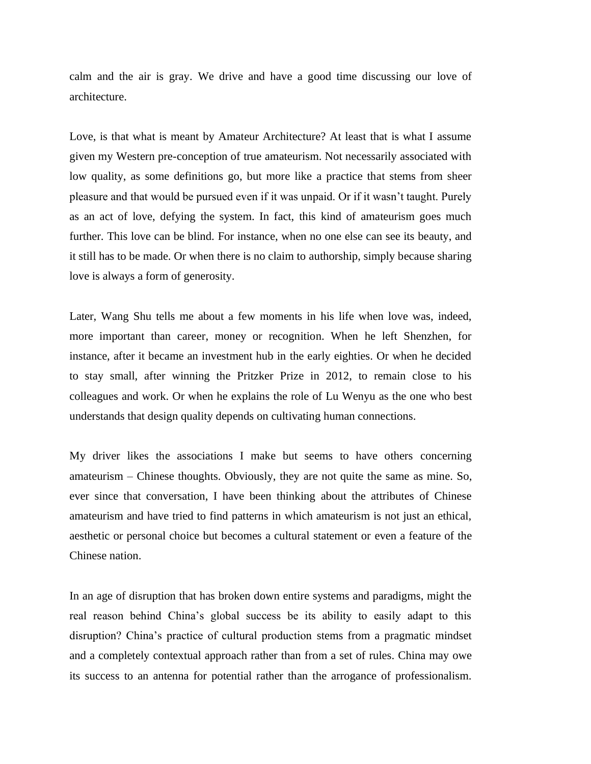calm and the air is gray. We drive and have a good time discussing our love of architecture.

Love, is that what is meant by Amateur Architecture? At least that is what I assume given my Western pre-conception of true amateurism. Not necessarily associated with low quality, as some definitions go, but more like a practice that stems from sheer pleasure and that would be pursued even if it was unpaid. Or if it wasn't taught. Purely as an act of love, defying the system. In fact, this kind of amateurism goes much further. This love can be blind. For instance, when no one else can see its beauty, and it still has to be made. Or when there is no claim to authorship, simply because sharing love is always a form of generosity.

Later, Wang Shu tells me about a few moments in his life when love was, indeed, more important than career, money or recognition. When he left Shenzhen, for instance, after it became an investment hub in the early eighties. Or when he decided to stay small, after winning the Pritzker Prize in 2012, to remain close to his colleagues and work. Or when he explains the role of Lu Wenyu as the one who best understands that design quality depends on cultivating human connections.

My driver likes the associations I make but seems to have others concerning amateurism – Chinese thoughts. Obviously, they are not quite the same as mine. So, ever since that conversation, I have been thinking about the attributes of Chinese amateurism and have tried to find patterns in which amateurism is not just an ethical, aesthetic or personal choice but becomes a cultural statement or even a feature of the Chinese nation.

In an age of disruption that has broken down entire systems and paradigms, might the real reason behind China's global success be its ability to easily adapt to this disruption? China's practice of cultural production stems from a pragmatic mindset and a completely contextual approach rather than from a set of rules. China may owe its success to an antenna for potential rather than the arrogance of professionalism.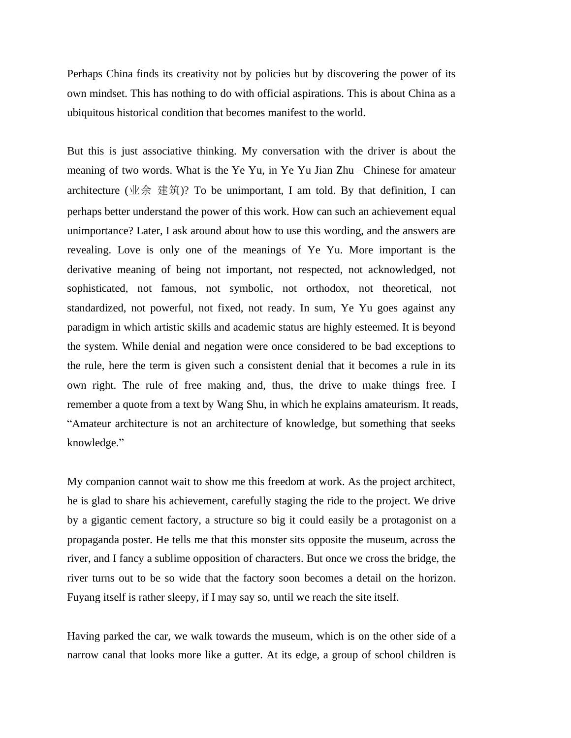Perhaps China finds its creativity not by policies but by discovering the power of its own mindset. This has nothing to do with official aspirations. This is about China as a ubiquitous historical condition that becomes manifest to the world.

But this is just associative thinking. My conversation with the driver is about the meaning of two words. What is the Ye Yu, in Ye Yu Jian Zhu –Chinese for amateur architecture (业余 建筑)? To be unimportant, I am told. By that definition, I can perhaps better understand the power of this work. How can such an achievement equal unimportance? Later, I ask around about how to use this wording, and the answers are revealing. Love is only one of the meanings of Ye Yu. More important is the derivative meaning of being not important, not respected, not acknowledged, not sophisticated, not famous, not symbolic, not orthodox, not theoretical, not standardized, not powerful, not fixed, not ready. In sum, Ye Yu goes against any paradigm in which artistic skills and academic status are highly esteemed. It is beyond the system. While denial and negation were once considered to be bad exceptions to the rule, here the term is given such a consistent denial that it becomes a rule in its own right. The rule of free making and, thus, the drive to make things free. I remember a quote from a text by Wang Shu, in which he explains amateurism. It reads, "Amateur architecture is not an architecture of knowledge, but something that seeks knowledge."

My companion cannot wait to show me this freedom at work. As the project architect, he is glad to share his achievement, carefully staging the ride to the project. We drive by a gigantic cement factory, a structure so big it could easily be a protagonist on a propaganda poster. He tells me that this monster sits opposite the museum, across the river, and I fancy a sublime opposition of characters. But once we cross the bridge, the river turns out to be so wide that the factory soon becomes a detail on the horizon. Fuyang itself is rather sleepy, if I may say so, until we reach the site itself.

Having parked the car, we walk towards the museum, which is on the other side of a narrow canal that looks more like a gutter. At its edge, a group of school children is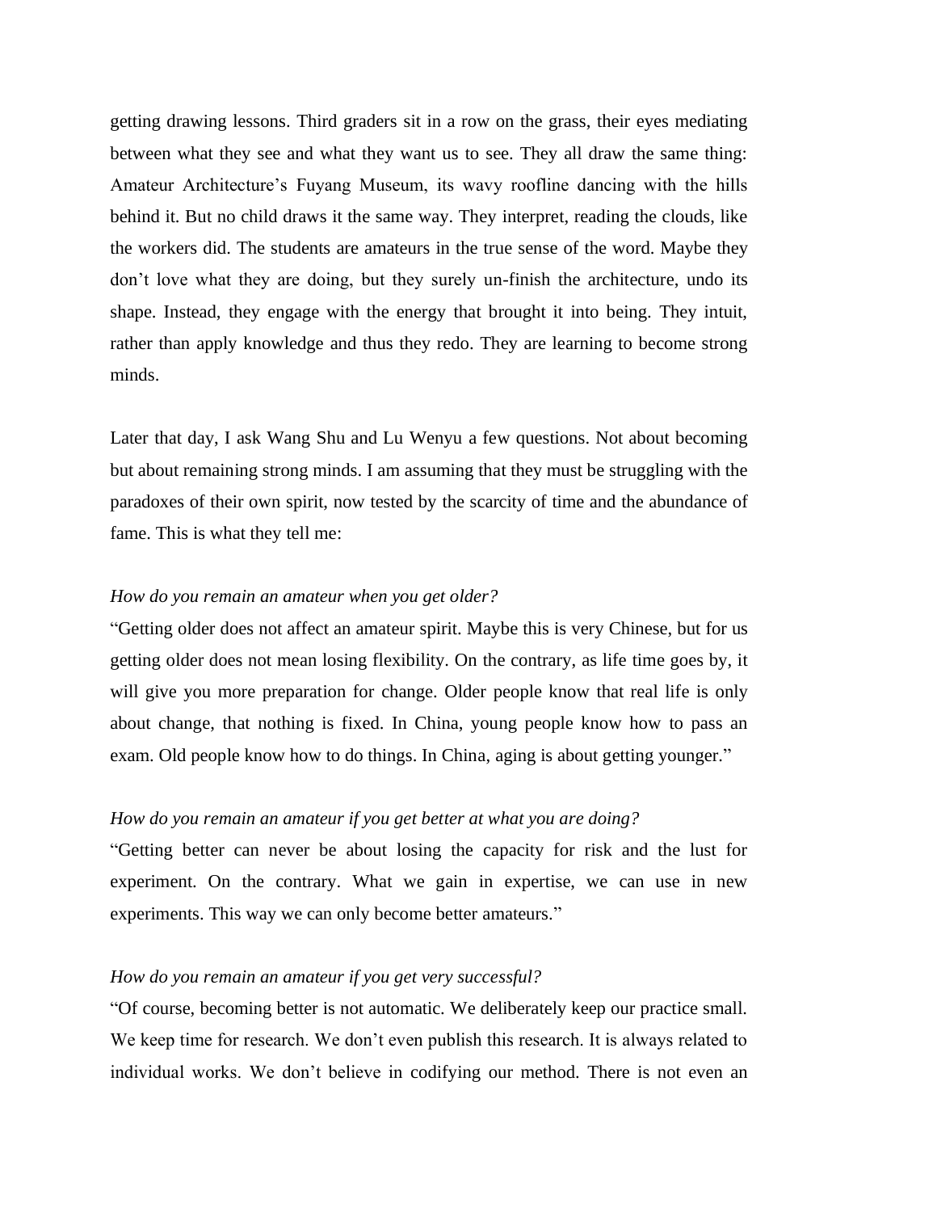getting drawing lessons. Third graders sit in a row on the grass, their eyes mediating between what they see and what they want us to see. They all draw the same thing: Amateur Architecture's Fuyang Museum, its wavy roofline dancing with the hills behind it. But no child draws it the same way. They interpret, reading the clouds, like the workers did. The students are amateurs in the true sense of the word. Maybe they don't love what they are doing, but they surely un-finish the architecture, undo its shape. Instead, they engage with the energy that brought it into being. They intuit, rather than apply knowledge and thus they redo. They are learning to become strong minds.

Later that day, I ask Wang Shu and Lu Wenyu a few questions. Not about becoming but about remaining strong minds. I am assuming that they must be struggling with the paradoxes of their own spirit, now tested by the scarcity of time and the abundance of fame. This is what they tell me:

*How do you remain an amateur when you get older?*
"Getting older does not affect an amateur spirit. Maybe this is very Chinese, but for us getting older does not mean losing flexibility. On the contrary, as life time goes by, it will give you more preparation for change. Older people know that real life is only about change, that nothing is fixed. In China, young people know how to pass an exam. Old people know how to do things. In China, aging is about getting younger."

*How do you remain an amateur if you get better at what you are doing?*
"Getting better can never be about losing the capacity for risk and the lust for experiment. On the contrary. What we gain in expertise, we can use in new experiments. This way we can only become better amateurs."

*How do you remain an amateur if you get very successful?*
"Of course, becoming better is not automatic. We deliberately keep our practice small. We keep time for research. We don't even publish this research. It is always related to individual works. We don't believe in codifying our method. There is not even an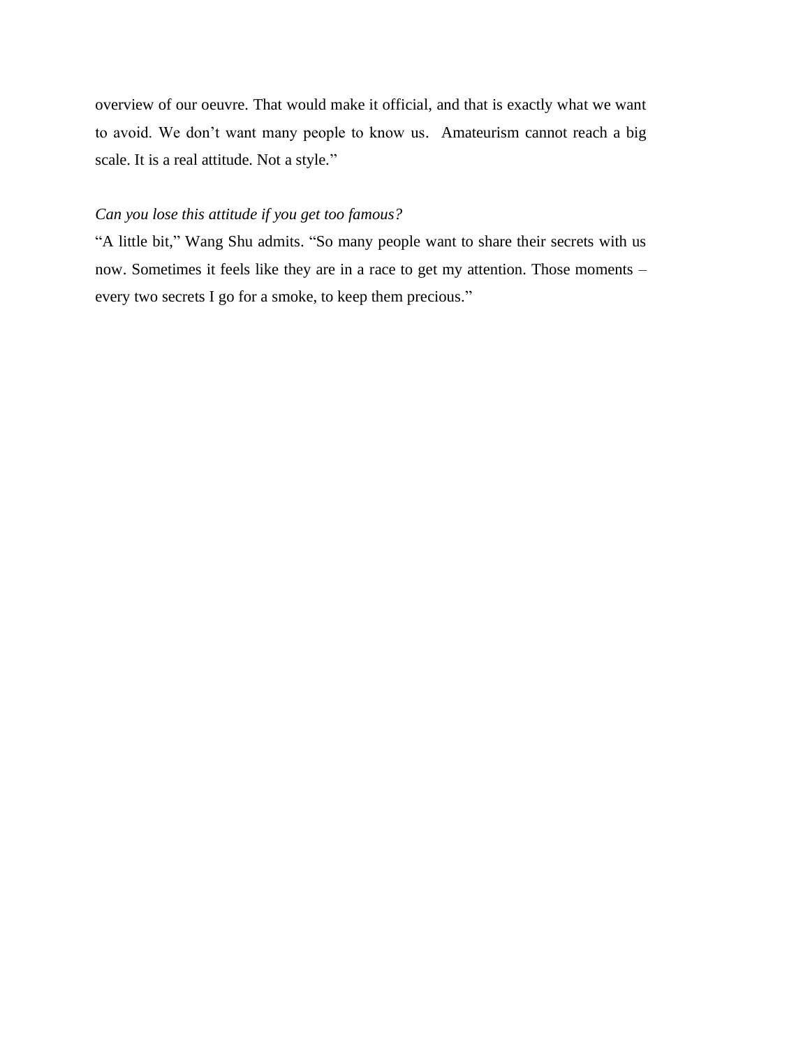overview of our oeuvre. That would make it official, and that is exactly what we want to avoid. We don't want many people to know us. Amateurism cannot reach a big scale. It is a real attitude. Not a style."

*Can you lose this attitude if you get too famous?*

"A little bit," Wang Shu admits. "So many people want to share their secrets with us now. Sometimes it feels like they are in a race to get my attention. Those moments – every two secrets I go for a smoke, to keep them precious."